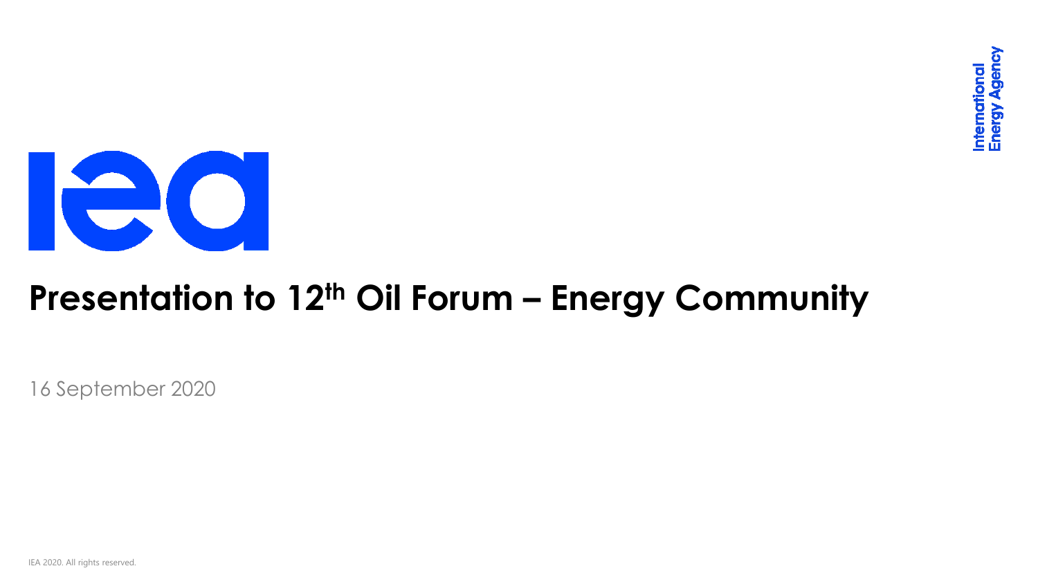# Presentation to 12th Oil Forum – Energy Community

16 September 2020

IEA 2020. All rights reserved.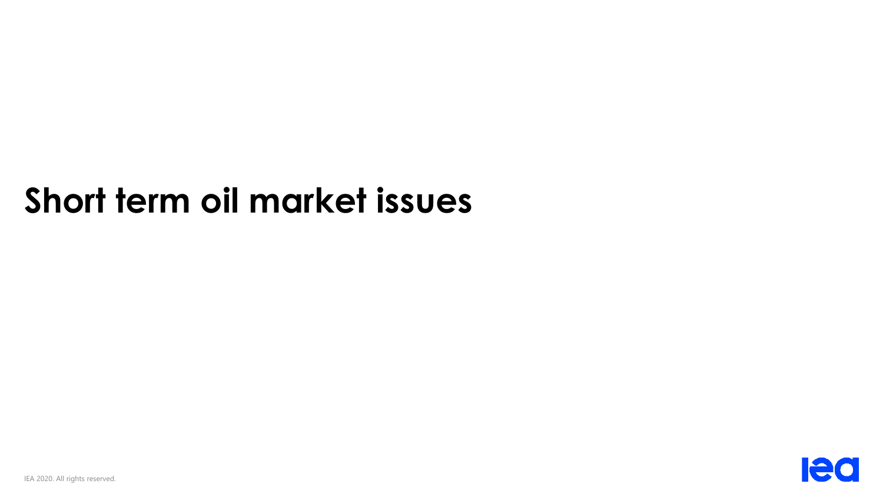# Short term oil market issues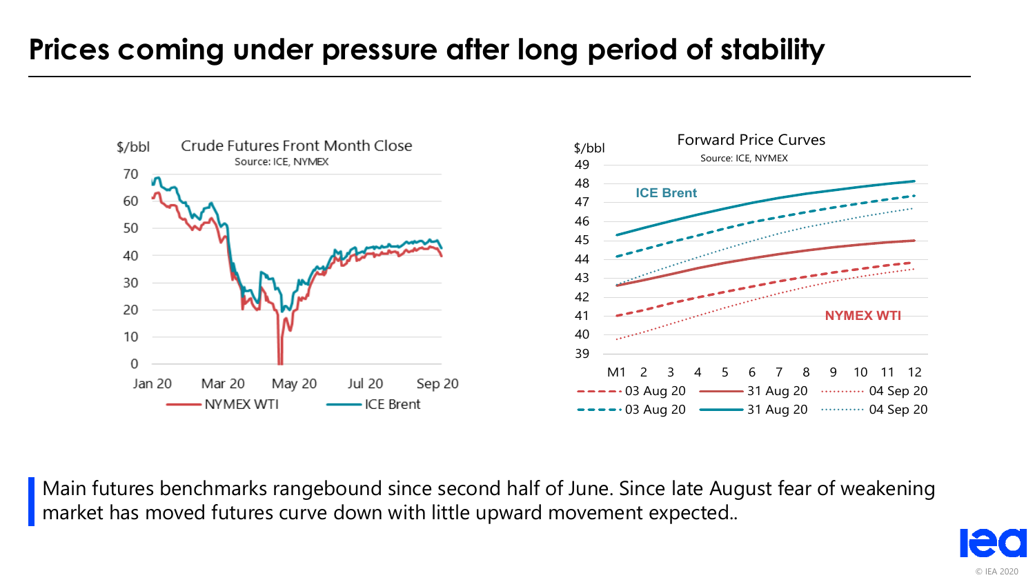# Prices coming under pressure after long period of stability

Crude Futures Front Month Close

Source: ICE, NYMEX

Forward Price Curves

Source: ICE, NYMEX

Main futures benchmarks rangebound since second half of June. Since late August fear of weakening market has moved futures curve down with little upward movement expected..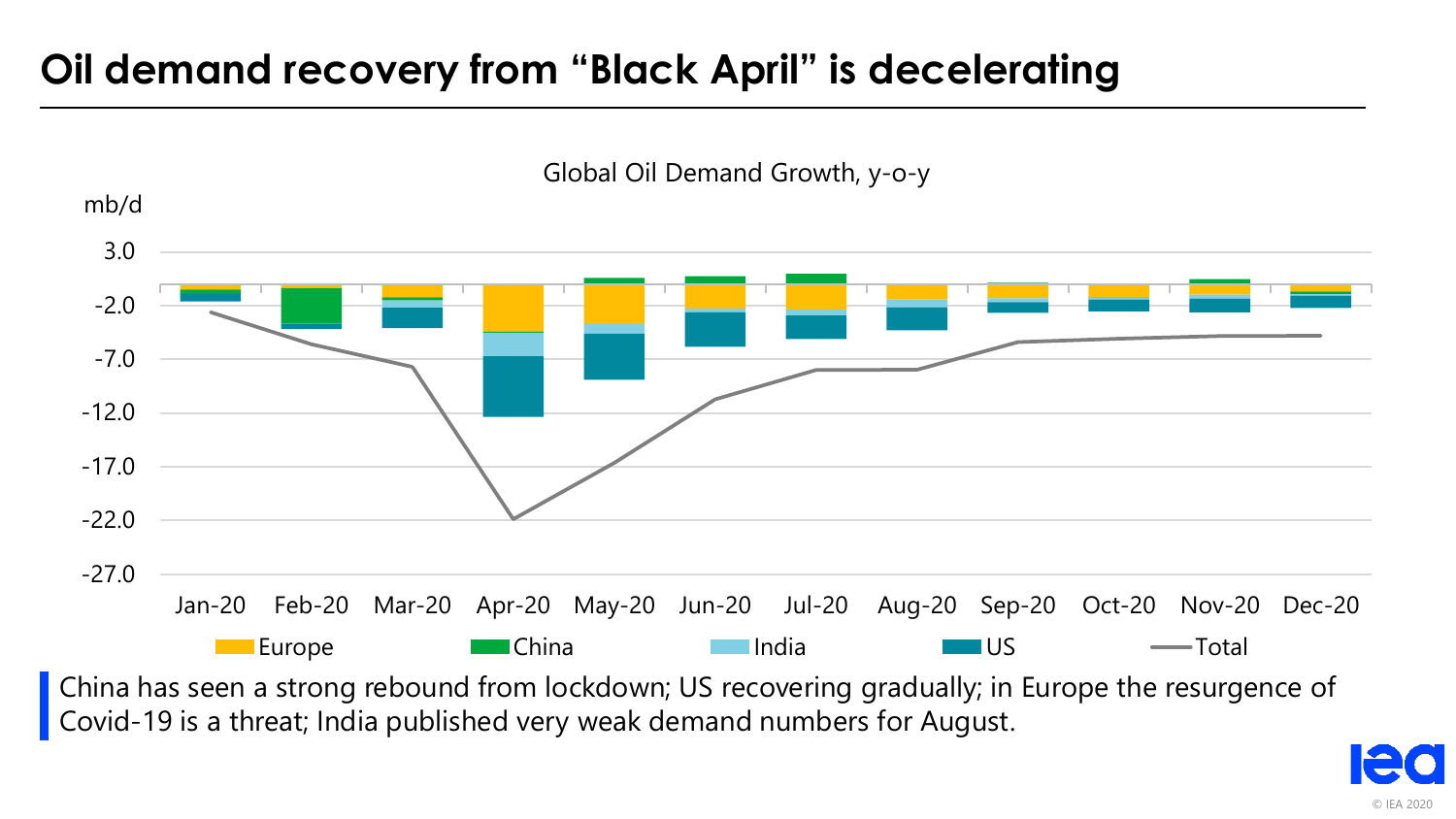# Oil demand recovery from "Black April" is decelerating

Global Oil Demand Growth, y-o-y

mb/d

3.0
-2.0
-7.0
-12.0
-17.0
-22.0
-27.0

Jan-20 Feb-20 Mar-20 Apr-20 May-20 Jun-20 Jul-20 Aug-20 Sep-20 Oct-20 Nov-20 Dec-20

Europe China India US Total

China has seen a strong rebound from lockdown; US recovering gradually; in Europe the resurgence of Covid-19 is a threat; India published very weak demand numbers for August.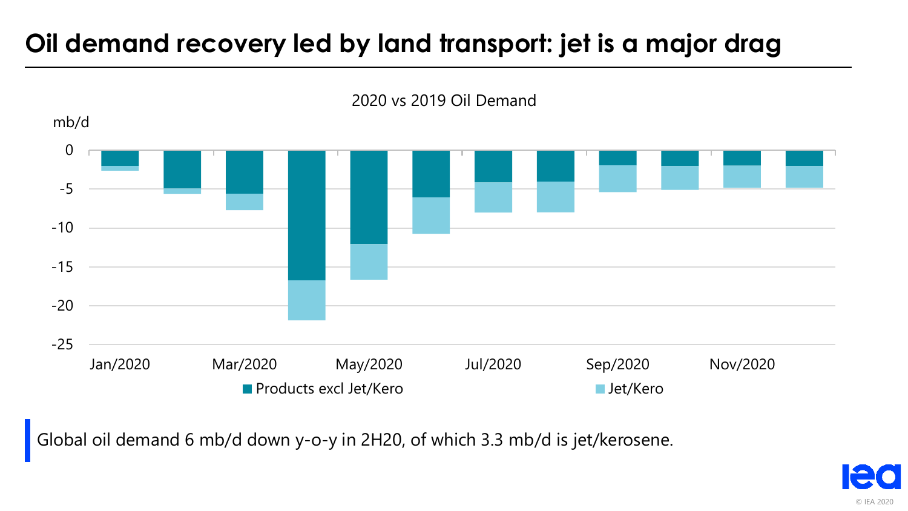# Oil demand recovery led by land transport: jet is a major drag

2020 vs 2019 Oil Demand

mb/d

Products excl Jet/Kero | Jet/Kero

Global oil demand 6 mb/d down y-o-y in 2H20, of which 3.3 mb/d is jet/kerosene.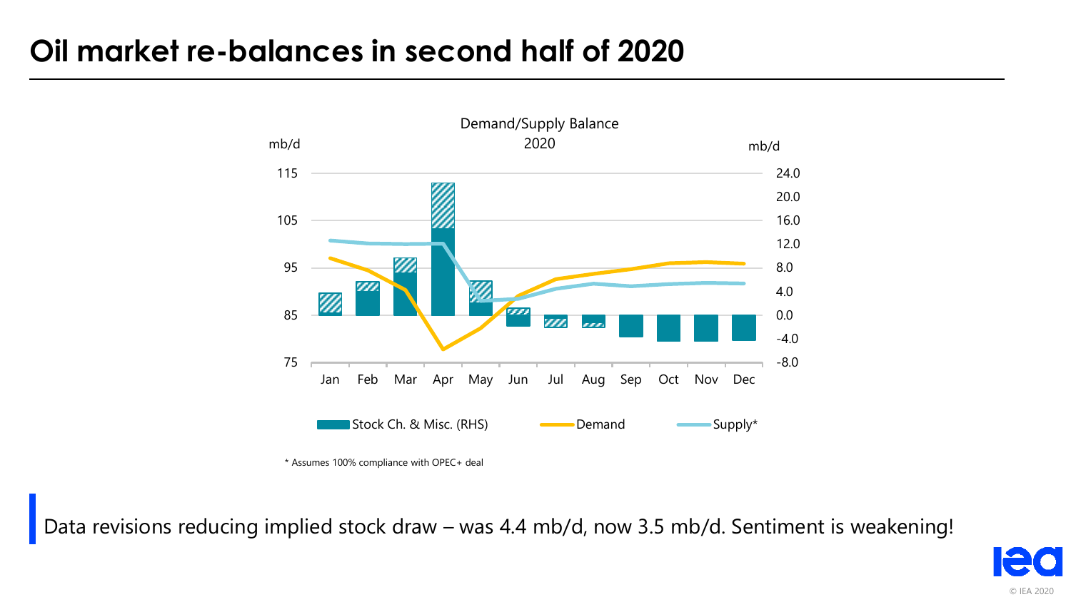# Oil market re-balances in second half of 2020

Demand/Supply Balance
2020

mb/d

115
105
95
85
75

mb/d

24.0
20.0
16.0
12.0
8.0
4.0
0.0
-4.0
-8.0

Jan Feb Mar Apr May Jun Jul Aug Sep Oct Nov Dec

Stock Ch. & Misc. (RHS) Demand Supply*

\* Assumes 100% compliance with OPEC+ deal

Data revisions reducing implied stock draw – was 4.4 mb/d, now 3.5 mb/d. Sentiment is weakening!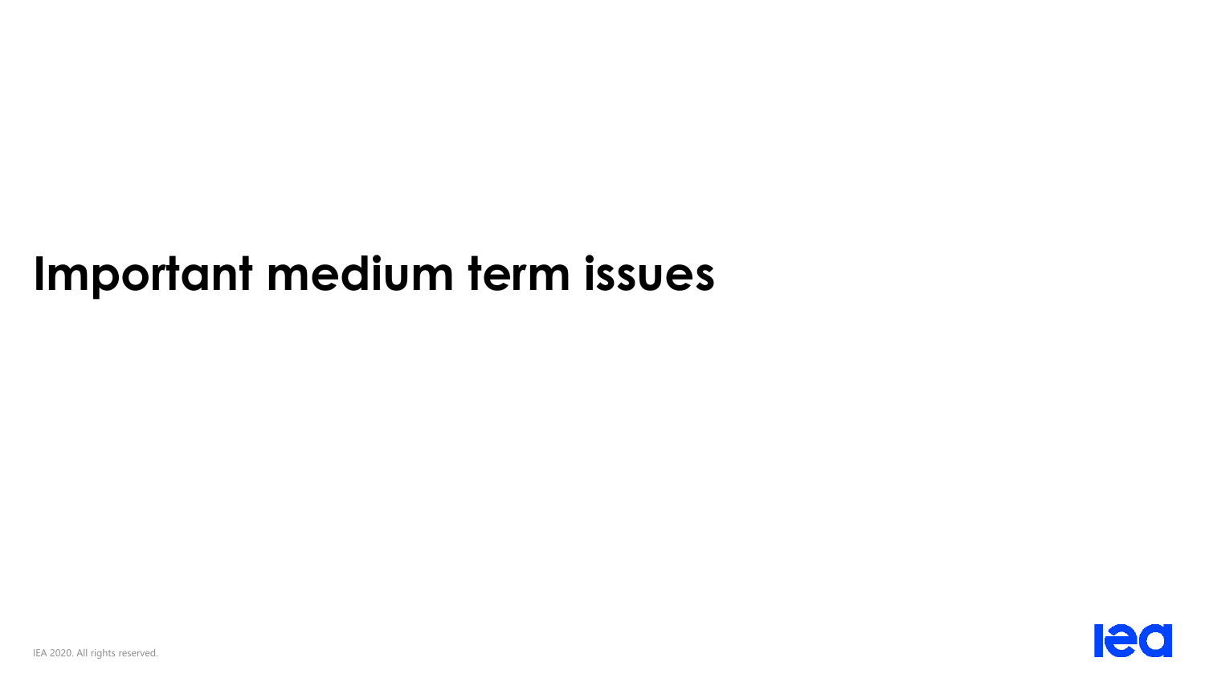# Important medium term issues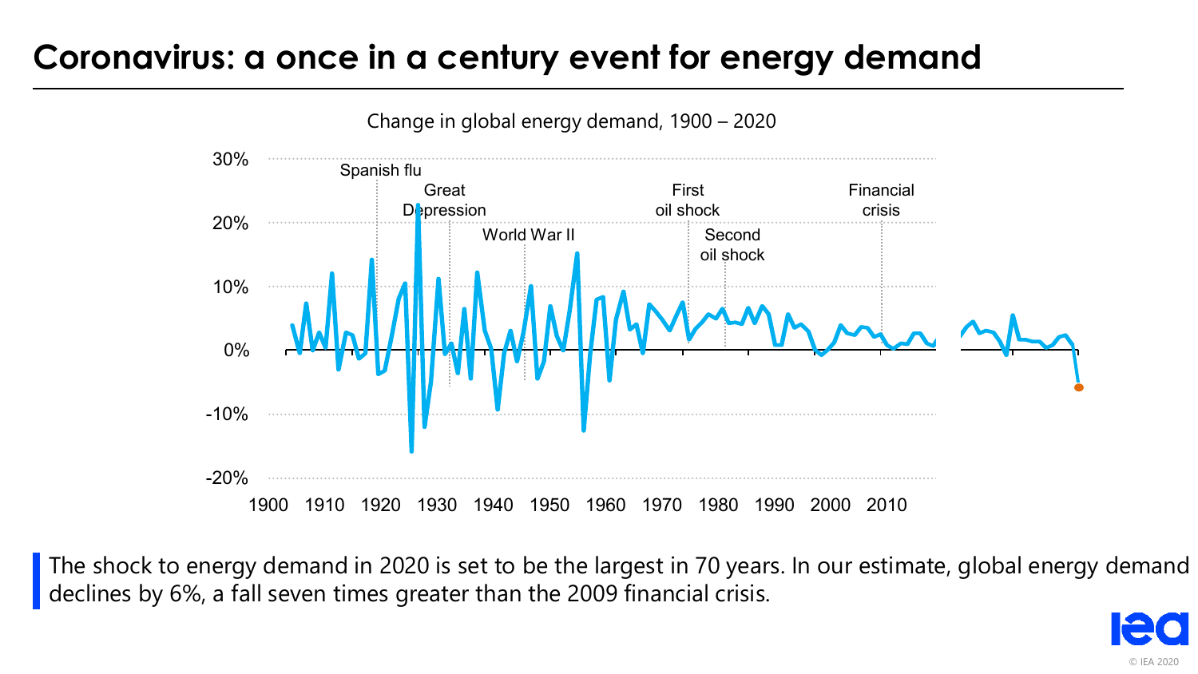# Coronavirus: a once in a century event for energy demand

Change in global energy demand, 1900 – 2020

The shock to energy demand in 2020 is set to be the largest in 70 years. In our estimate, global energy demand declines by 6%, a fall seven times greater than the 2009 financial crisis.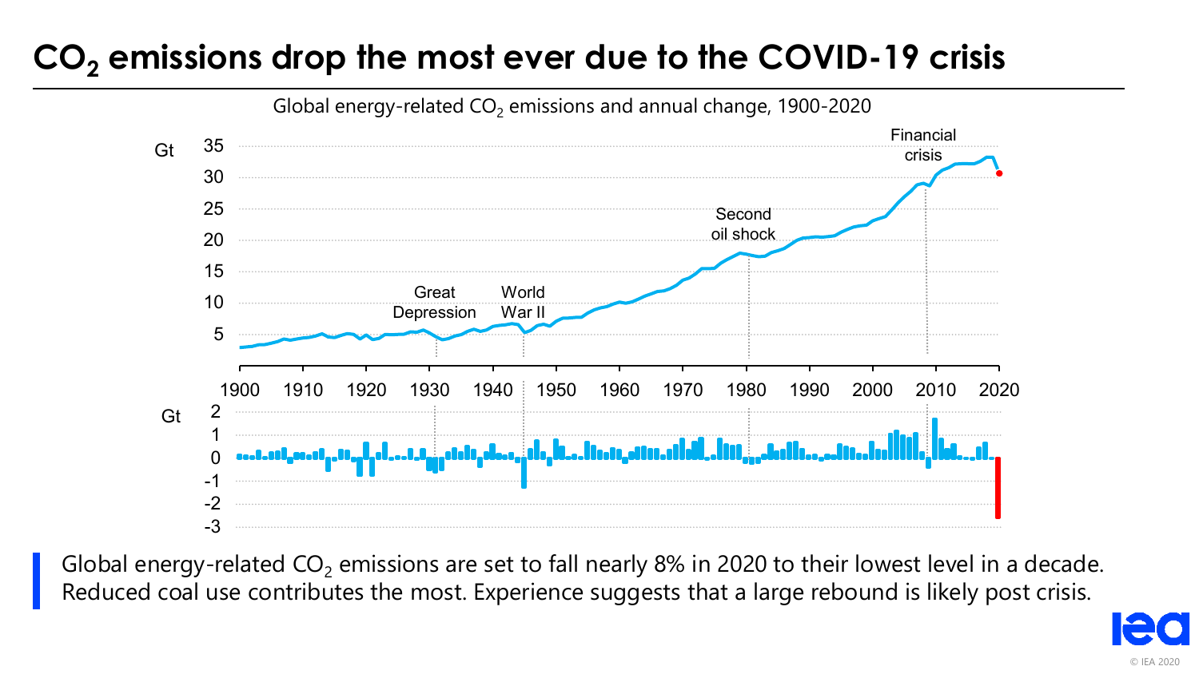# $CO_2$ emissions drop the most ever due to the COVID-19 crisis

Global energy-related $CO_2$ emissions and annual change, 1900-2020

Global energy-related $CO_2$ emissions are set to fall nearly 8% in 2020 to their lowest level in a decade. Reduced coal use contributes the most. Experience suggests that a large rebound is likely post crisis.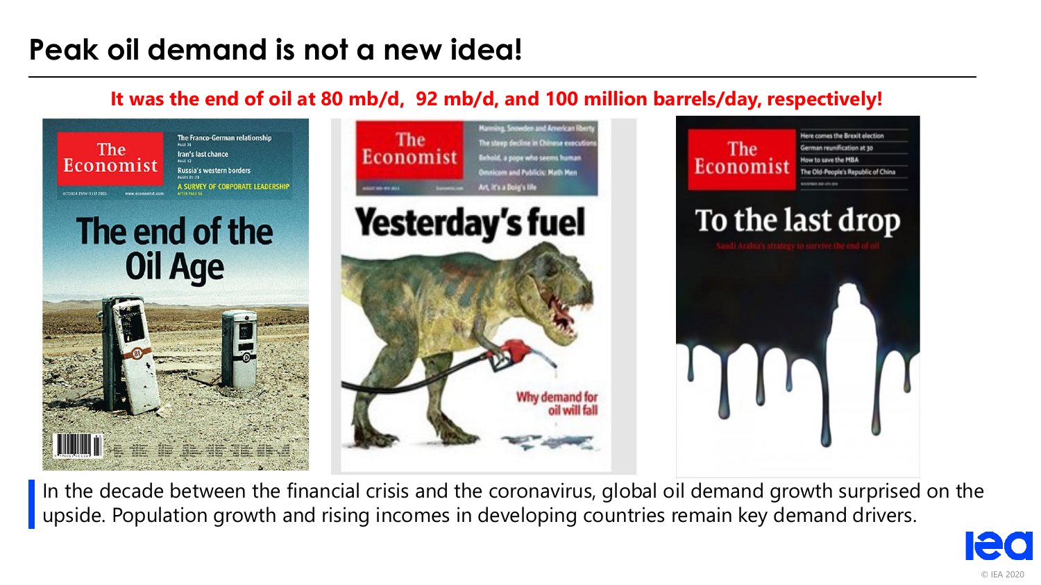# Peak oil demand is not a new idea!

**It was the end of oil at 80 mb/d, 92 mb/d, and 100 million barrels/day, respectively!**

In the decade between the financial crisis and the coronavirus, global oil demand growth surprised on the upside. Population growth and rising incomes in developing countries remain key demand drivers.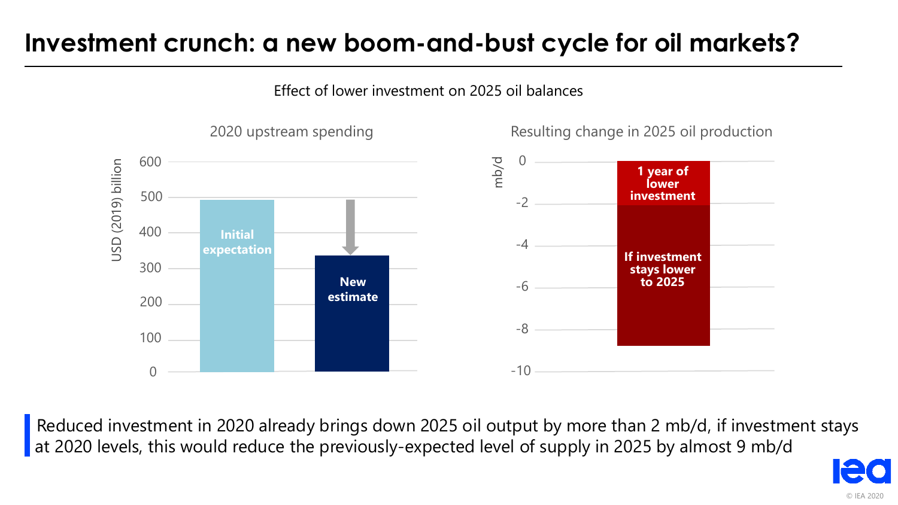# Investment crunch: a new boom-and-bust cycle for oil markets?

Effect of lower investment on 2025 oil balances

2020 upstream spending

USD (2019) billion

600
500
400
300
200
100
0

Initial expectation

New estimate

Resulting change in 2025 oil production

mb/d

0
-2
-4
-6
-8
-10

1 year of lower investment

If investment stays lower to 2025

Reduced investment in 2020 already brings down 2025 oil output by more than 2 mb/d, if investment stays at 2020 levels, this would reduce the previously-expected level of supply in 2025 by almost 9 mb/d

© IEA 2020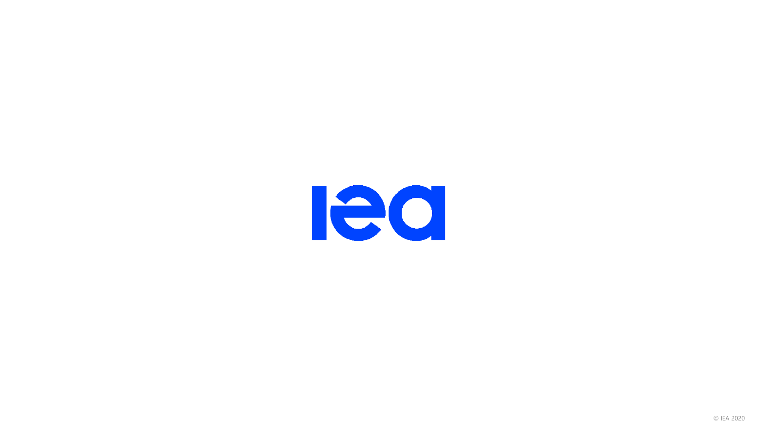iea

© IEA 2020